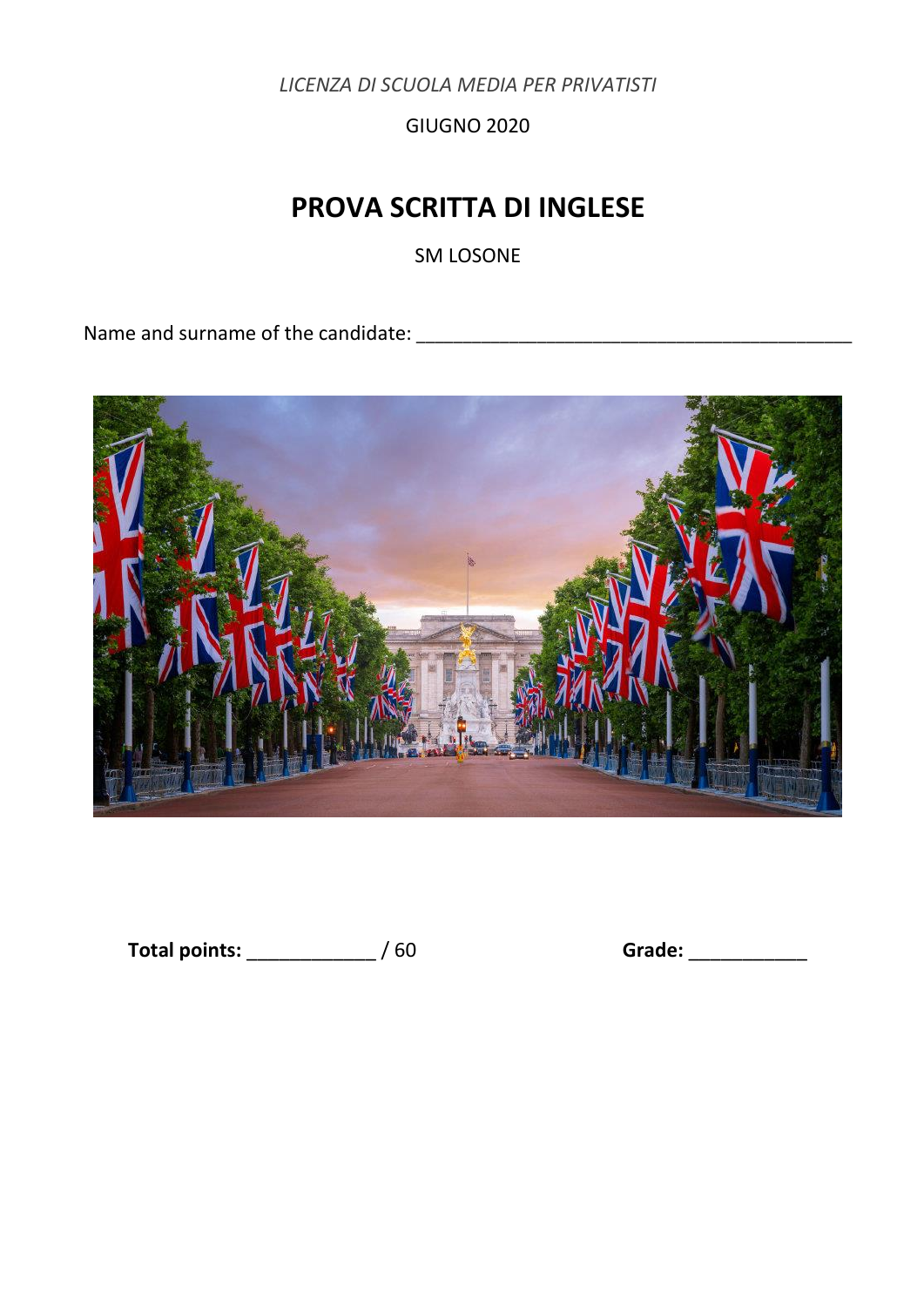*LICENZA DI SCUOLA MEDIA PER PRIVATISTI*

GIUGNO 2020

# PROVA SCRITTA DI INGLESE

SM LOSONE

Name and surname of the candidate: ___________________________________________

**Total points:** ____________ / 60 **Grade:** ___________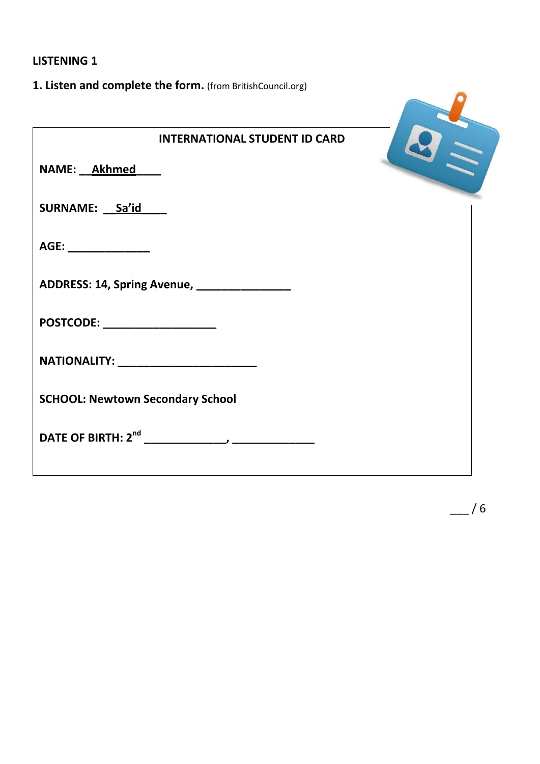**LISTENING 1**

**1. Listen and complete the form.** (from BritishCouncil.org)

**INTERNATIONAL STUDENT ID CARD**

**NAME:** __Akhmed____

**SURNAME:** __Sa'id____

**AGE:** ______________

**ADDRESS: 14, Spring Avenue,** ________________

**POSTCODE:** ___________________

**NATIONALITY:** _______________________

**SCHOOL: Newtown Secondary School**

**DATE OF BIRTH: 2nd** ______________, ______________

___ / 6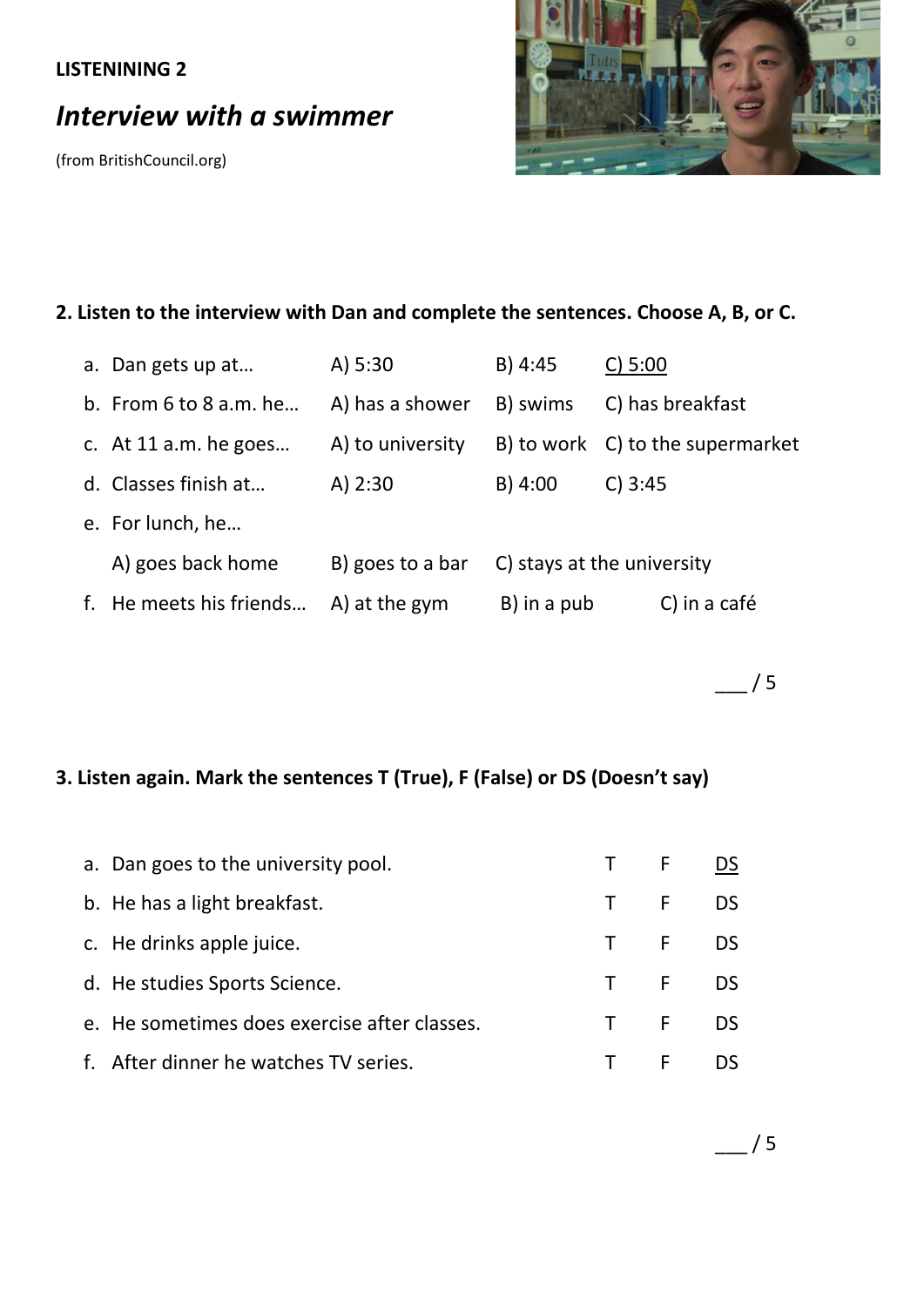**LISTENINING 2**

## *Interview with a swimmer*

(from BritishCouncil.org)

### 2. Listen to the interview with Dan and complete the sentences. Choose A, B, or C.

a. Dan gets up at… A) 5:30 B) 4:45 <u>C) 5:00</u>

b. From 6 to 8 a.m. he… A) has a shower B) swims C) has breakfast

c. At 11 a.m. he goes… A) to university B) to work C) to the supermarket

d. Classes finish at… A) 2:30 B) 4:00 C) 3:45

e. For lunch, he…

A) goes back home B) goes to a bar C) stays at the university

f. He meets his friends… A) at the gym B) in a pub C) in a café

___ / 5

### 3. Listen again. Mark the sentences T (True), F (False) or DS (Doesn't say)

a. Dan goes to the university pool. T F <u>DS</u>

b. He has a light breakfast. T F DS

c. He drinks apple juice. T F DS

d. He studies Sports Science. T F DS

e. He sometimes does exercise after classes. T F DS

f. After dinner he watches TV series. T F DS

___ / 5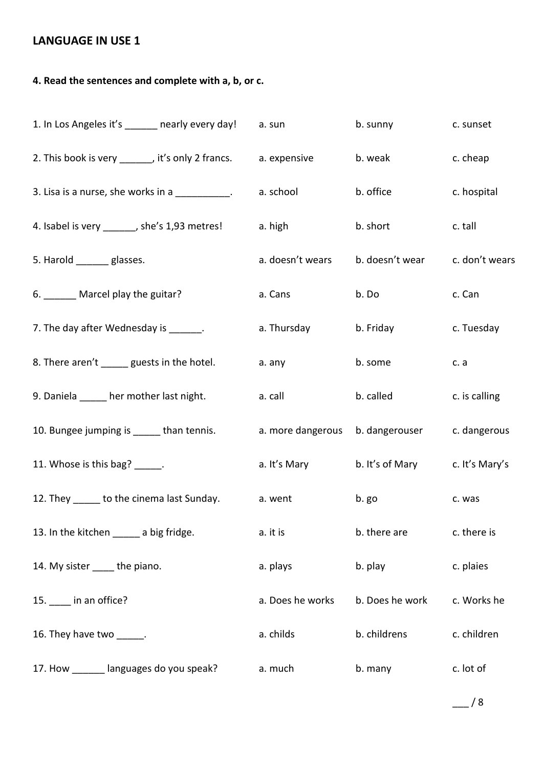## LANGUAGE IN USE 1

**4. Read the sentences and complete with a, b, or c.**

| | a. | b. | c. |
|---|---|---|---|
| 1. In Los Angeles it's ______ nearly every day! | a. sun | b. sunny | c. sunset |
| 2. This book is very ______, it's only 2 francs. | a. expensive | b. weak | c. cheap |
| 3. Lisa is a nurse, she works in a __________. | a. school | b. office | c. hospital |
| 4. Isabel is very ______, she's 1,93 metres! | a. high | b. short | c. tall |
| 5. Harold ______ glasses. | a. doesn't wears | b. doesn't wear | c. don't wears |
| 6. ______ Marcel play the guitar? | a. Cans | b. Do | c. Can |
| 7. The day after Wednesday is ______. | a. Thursday | b. Friday | c. Tuesday |
| 8. There aren't _____ guests in the hotel. | a. any | b. some | c. a |
| 9. Daniela _____ her mother last night. | a. call | b. called | c. is calling |
| 10. Bungee jumping is _____ than tennis. | a. more dangerous | b. dangerouser | c. dangerous |
| 11. Whose is this bag? _____. | a. It's Mary | b. It's of Mary | c. It's Mary's |
| 12. They _____ to the cinema last Sunday. | a. went | b. go | c. was |
| 13. In the kitchen _____ a big fridge. | a. it is | b. there are | c. there is |
| 14. My sister ____ the piano. | a. plays | b. play | c. plaies |
| 15. ____ in an office? | a. Does he works | b. Does he work | c. Works he |
| 16. They have two _____. | a. childs | b. childrens | c. children |
| 17. How ______ languages do you speak? | a. much | b. many | c. lot of |

___ / 8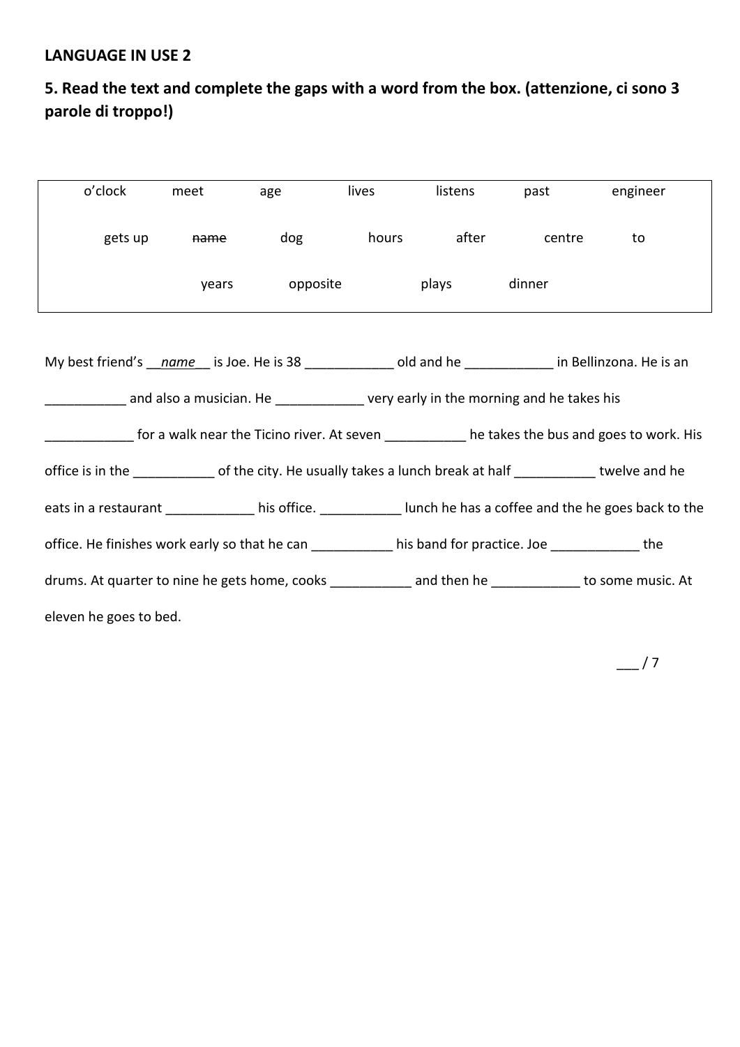**LANGUAGE IN USE 2**

**5. Read the text and complete the gaps with a word from the box. (attenzione, ci sono 3 parole di troppo!)**

| o'clock | meet | age | lives | listens | past | engineer |
|---|---|---|---|---|---|---|
| gets up | ~~name~~ | dog | hours | after | centre | to |
| | years | opposite | | plays | dinner | |

My best friend's __*name*__ is Joe. He is 38 ____________ old and he ____________ in Bellinzona. He is an ___________ and also a musician. He ____________ very early in the morning and he takes his ____________ for a walk near the Ticino river. At seven ___________ he takes the bus and goes to work. His office is in the ___________ of the city. He usually takes a lunch break at half ___________ twelve and he eats in a restaurant ____________ his office. ___________ lunch he has a coffee and the he goes back to the office. He finishes work early so that he can ___________ his band for practice. Joe ____________ the drums. At quarter to nine he gets home, cooks ___________ and then he ____________ to some music. At eleven he goes to bed.

___ / 7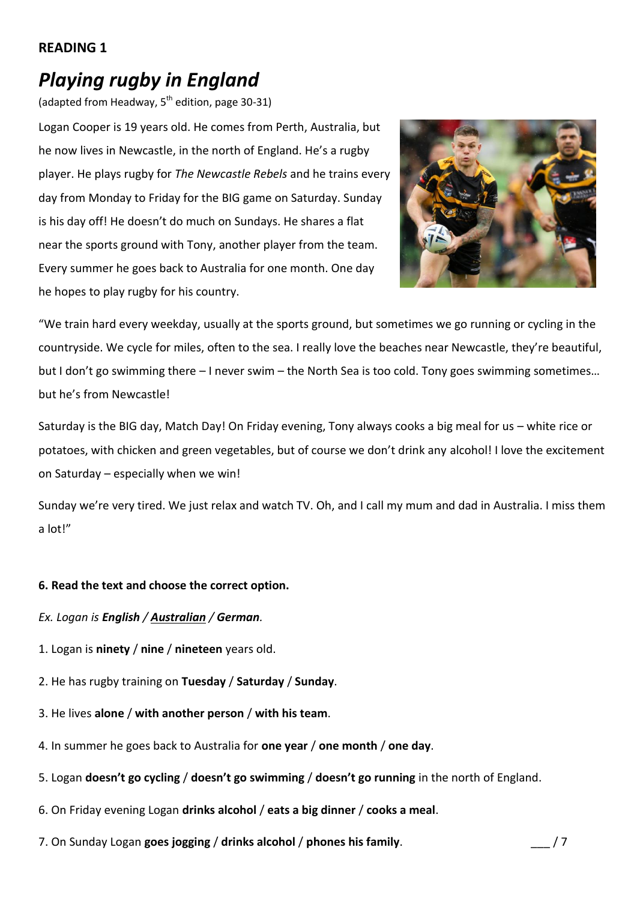**READING 1**

# *Playing rugby in England*

(adapted from Headway, 5th edition, page 30-31)

Logan Cooper is 19 years old. He comes from Perth, Australia, but he now lives in Newcastle, in the north of England. He's a rugby player. He plays rugby for *The Newcastle Rebels* and he trains every day from Monday to Friday for the BIG game on Saturday. Sunday is his day off! He doesn't do much on Sundays. He shares a flat near the sports ground with Tony, another player from the team. Every summer he goes back to Australia for one month. One day he hopes to play rugby for his country.

"We train hard every weekday, usually at the sports ground, but sometimes we go running or cycling in the countryside. We cycle for miles, often to the sea. I really love the beaches near Newcastle, they're beautiful, but I don't go swimming there – I never swim – the North Sea is too cold. Tony goes swimming sometimes… but he's from Newcastle!

Saturday is the BIG day, Match Day! On Friday evening, Tony always cooks a big meal for us – white rice or potatoes, with chicken and green vegetables, but of course we don't drink any alcohol! I love the excitement on Saturday – especially when we win!

Sunday we're very tired. We just relax and watch TV. Oh, and I call my mum and dad in Australia. I miss them a lot!"

**6. Read the text and choose the correct option.**

*Ex. Logan is **English** / **<u>Australian</u>** / **German**.*

1. Logan is **ninety** / **nine** / **nineteen** years old.
2. He has rugby training on **Tuesday** / **Saturday** / **Sunday**.
3. He lives **alone** / **with another person** / **with his team**.
4. In summer he goes back to Australia for **one year** / **one month** / **one day**.
5. Logan **doesn't go cycling** / **doesn't go swimming** / **doesn't go running** in the north of England.
6. On Friday evening Logan **drinks alcohol** / **eats a big dinner** / **cooks a meal**.
7. On Sunday Logan **goes jogging** / **drinks alcohol** / **phones his family**.

___ / 7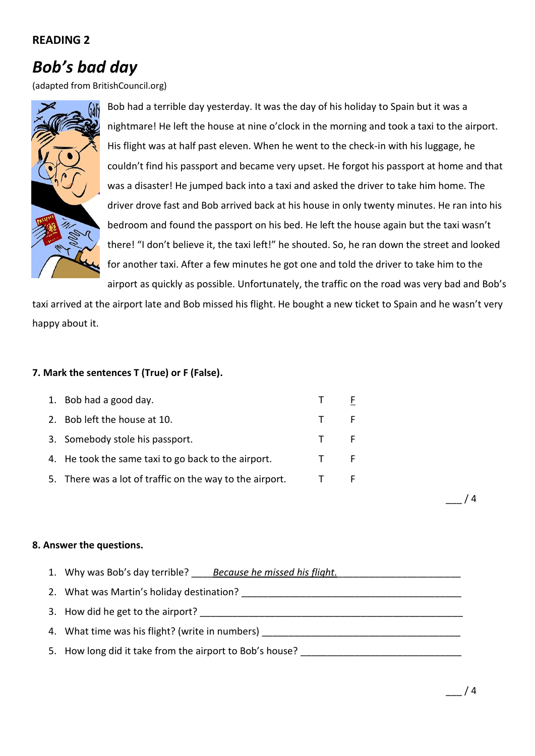**READING 2**

# *Bob's bad day*

(adapted from BritishCouncil.org)

Bob had a terrible day yesterday. It was the day of his holiday to Spain but it was a nightmare! He left the house at nine o'clock in the morning and took a taxi to the airport. His flight was at half past eleven. When he went to the check-in with his luggage, he couldn't find his passport and became very upset. He forgot his passport at home and that was a disaster! He jumped back into a taxi and asked the driver to take him home. The driver drove fast and Bob arrived back at his house in only twenty minutes. He ran into his bedroom and found the passport on his bed. He left the house again but the taxi wasn't there! "I don't believe it, the taxi left!" he shouted. So, he ran down the street and looked for another taxi. After a few minutes he got one and told the driver to take him to the airport as quickly as possible. Unfortunately, the traffic on the road was very bad and Bob's taxi arrived at the airport late and Bob missed his flight. He bought a new ticket to Spain and he wasn't very happy about it.

**7. Mark the sentences T (True) or F (False).**

1. Bob had a good day. T <u>F</u>
2. Bob left the house at 10. T F
3. Somebody stole his passport. T F
4. He took the same taxi to go back to the airport. T F
5. There was a lot of traffic on the way to the airport. T F

___ / 4

**8. Answer the questions.**

1. Why was Bob's day terrible? ____*Because he missed his flight.*______________________
2. What was Martin's holiday destination? ________________________________________
3. How did he get to the airport? ____________________________________________________
4. What time was his flight? (write in numbers) ______________________________________
5. How long did it take from the airport to Bob's house? ______________________________

___ / 4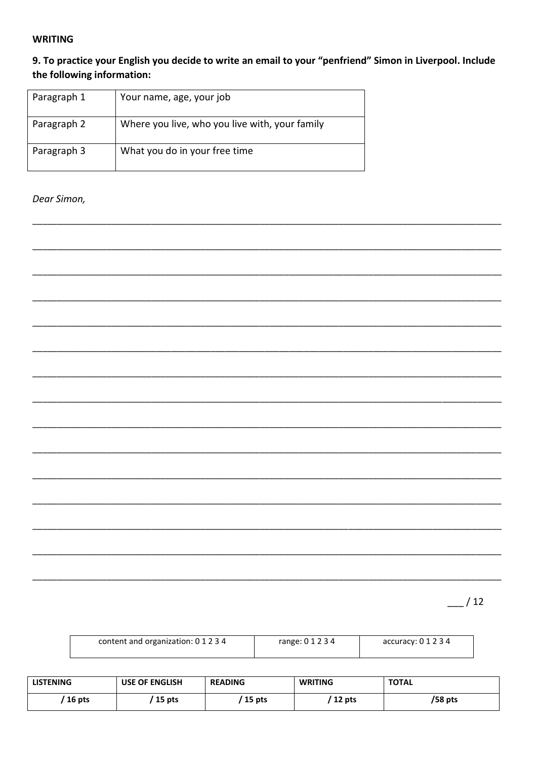**WRITING**

**9. To practice your English you decide to write an email to your "penfriend" Simon in Liverpool. Include the following information:**

| | |
|---|---|
| Paragraph 1 | Your name, age, your job |
| Paragraph 2 | Where you live, who you live with, your family |
| Paragraph 3 | What you do in your free time |

*Dear Simon,*

______________________________________________________________________________

______________________________________________________________________________

______________________________________________________________________________

______________________________________________________________________________

______________________________________________________________________________

______________________________________________________________________________

______________________________________________________________________________

______________________________________________________________________________

______________________________________________________________________________

______________________________________________________________________________

______________________________________________________________________________

______________________________________________________________________________

______________________________________________________________________________

______________________________________________________________________________

______________________________________________________________________________

___ / 12

| | | |
|---|---|---|
| content and organization: 0 1 2 3 4 | range: 0 1 2 3 4 | accuracy: 0 1 2 3 4 |

| LISTENING | USE OF ENGLISH | READING | WRITING | TOTAL |
|---|---|---|---|---|
| / 16 pts | / 15 pts | / 15 pts | / 12 pts | /58 pts |